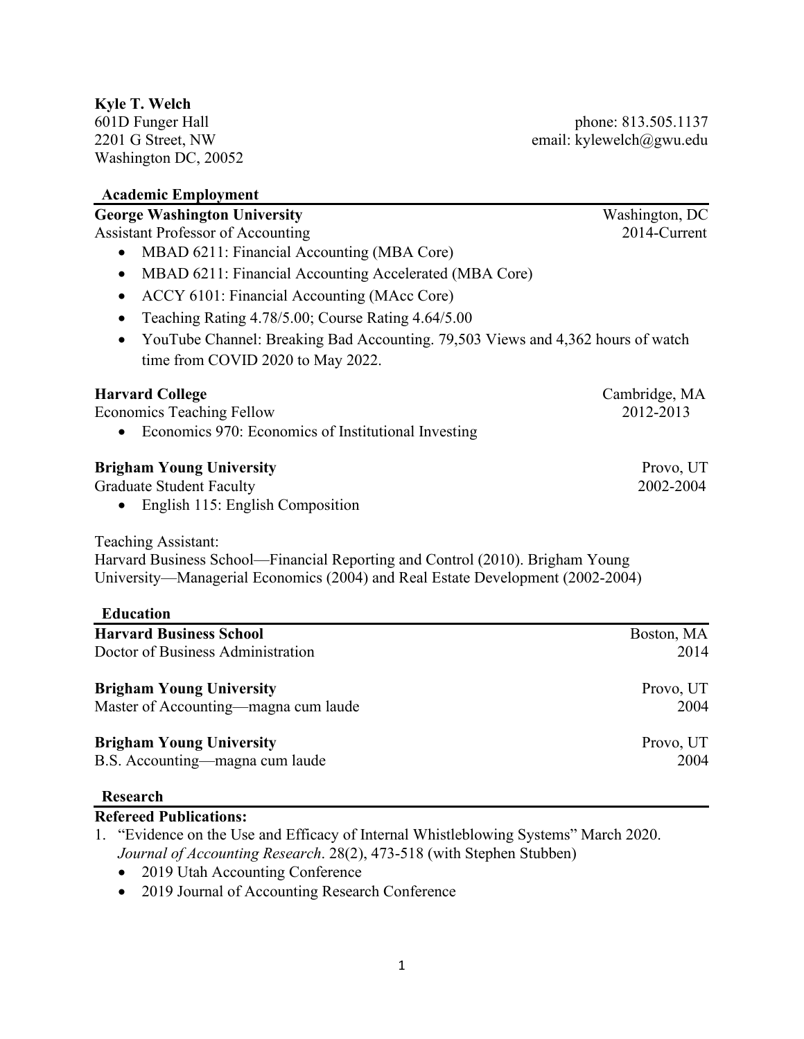**Kyle T. Welch**
601D Funger Hall
2201 G Street, NW
Washington DC, 20052

phone: 813.505.1137
email: kylewelch@gwu.edu

## Academic Employment

**George Washington University** — Washington, DC
Assistant Professor of Accounting — 2014-Current

- MBAD 6211: Financial Accounting (MBA Core)
- MBAD 6211: Financial Accounting Accelerated (MBA Core)
- ACCY 6101: Financial Accounting (MAcc Core)
- Teaching Rating 4.78/5.00; Course Rating 4.64/5.00
- YouTube Channel: Breaking Bad Accounting. 79,503 Views and 4,362 hours of watch time from COVID 2020 to May 2022.

**Harvard College** — Cambridge, MA
Economics Teaching Fellow — 2012-2013

- Economics 970: Economics of Institutional Investing

**Brigham Young University** — Provo, UT
Graduate Student Faculty — 2002-2004

- English 115: English Composition

Teaching Assistant:
Harvard Business School—Financial Reporting and Control (2010). Brigham Young University—Managerial Economics (2004) and Real Estate Development (2002-2004)

## Education

**Harvard Business School** — Boston, MA
Doctor of Business Administration — 2014

**Brigham Young University** — Provo, UT
Master of Accounting—magna cum laude — 2004

**Brigham Young University** — Provo, UT
B.S. Accounting—magna cum laude — 2004

## Research

**Refereed Publications:**

1. "Evidence on the Use and Efficacy of Internal Whistleblowing Systems" March 2020. *Journal of Accounting Research*. 28(2), 473-518 (with Stephen Stubben)
   - 2019 Utah Accounting Conference
   - 2019 Journal of Accounting Research Conference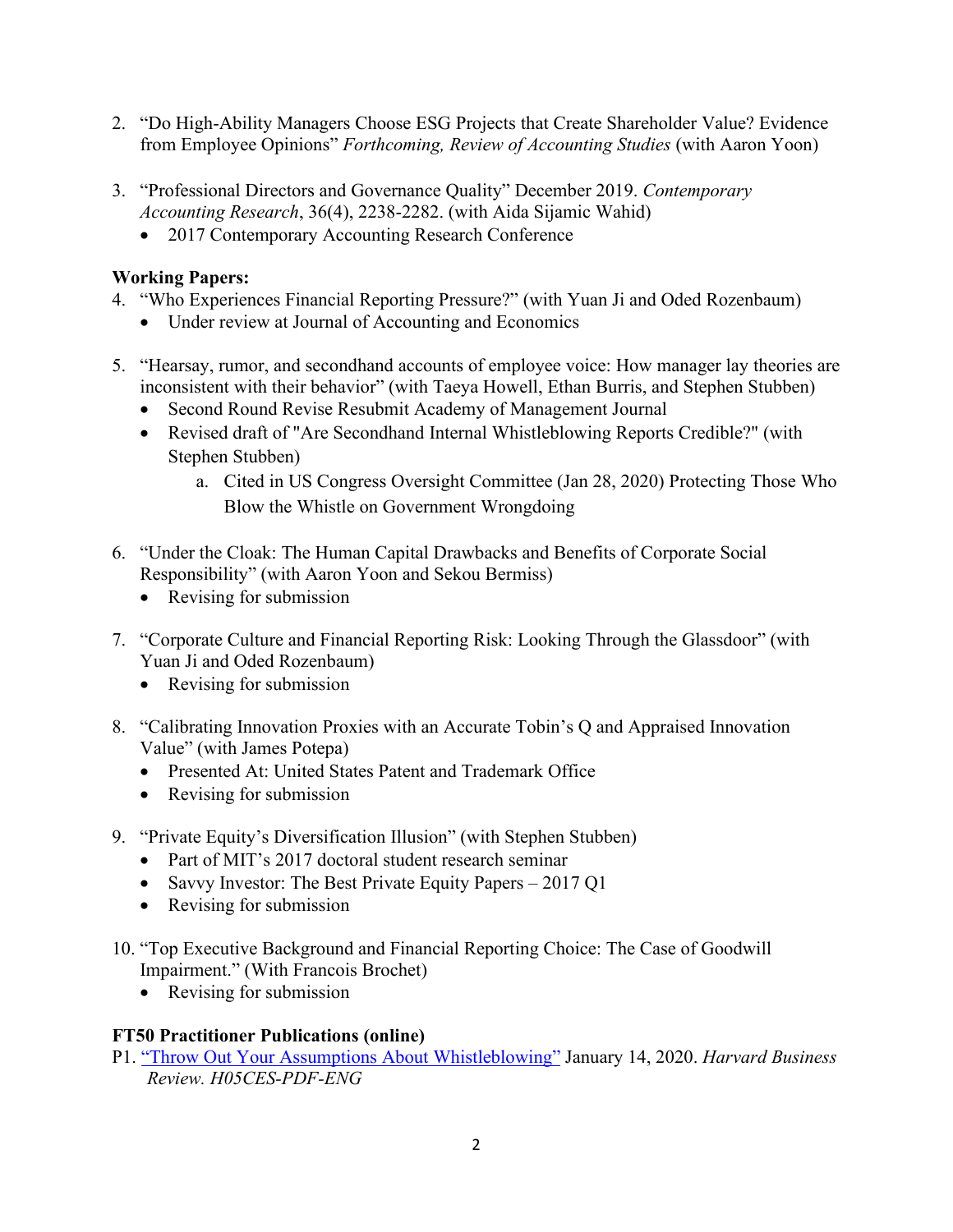2. "Do High-Ability Managers Choose ESG Projects that Create Shareholder Value? Evidence from Employee Opinions" *Forthcoming, Review of Accounting Studies* (with Aaron Yoon)

3. "Professional Directors and Governance Quality" December 2019. *Contemporary Accounting Research*, 36(4), 2238-2282. (with Aida Sijamic Wahid)
   - 2017 Contemporary Accounting Research Conference

**Working Papers:**

4. "Who Experiences Financial Reporting Pressure?" (with Yuan Ji and Oded Rozenbaum)
   - Under review at Journal of Accounting and Economics

5. "Hearsay, rumor, and secondhand accounts of employee voice: How manager lay theories are inconsistent with their behavior" (with Taeya Howell, Ethan Burris, and Stephen Stubben)
   - Second Round Revise Resubmit Academy of Management Journal
   - Revised draft of "Are Secondhand Internal Whistleblowing Reports Credible?" (with Stephen Stubben)
     a. Cited in US Congress Oversight Committee (Jan 28, 2020) Protecting Those Who Blow the Whistle on Government Wrongdoing

6. "Under the Cloak: The Human Capital Drawbacks and Benefits of Corporate Social Responsibility" (with Aaron Yoon and Sekou Bermiss)
   - Revising for submission

7. "Corporate Culture and Financial Reporting Risk: Looking Through the Glassdoor" (with Yuan Ji and Oded Rozenbaum)
   - Revising for submission

8. "Calibrating Innovation Proxies with an Accurate Tobin's Q and Appraised Innovation Value" (with James Potepa)
   - Presented At: United States Patent and Trademark Office
   - Revising for submission

9. "Private Equity's Diversification Illusion" (with Stephen Stubben)
   - Part of MIT's 2017 doctoral student research seminar
   - Savvy Investor: The Best Private Equity Papers – 2017 Q1
   - Revising for submission

10. "Top Executive Background and Financial Reporting Choice: The Case of Goodwill Impairment." (With Francois Brochet)
    - Revising for submission

**FT50 Practitioner Publications (online)**

P1. "Throw Out Your Assumptions About Whistleblowing" January 14, 2020. *Harvard Business Review. H05CES-PDF-ENG*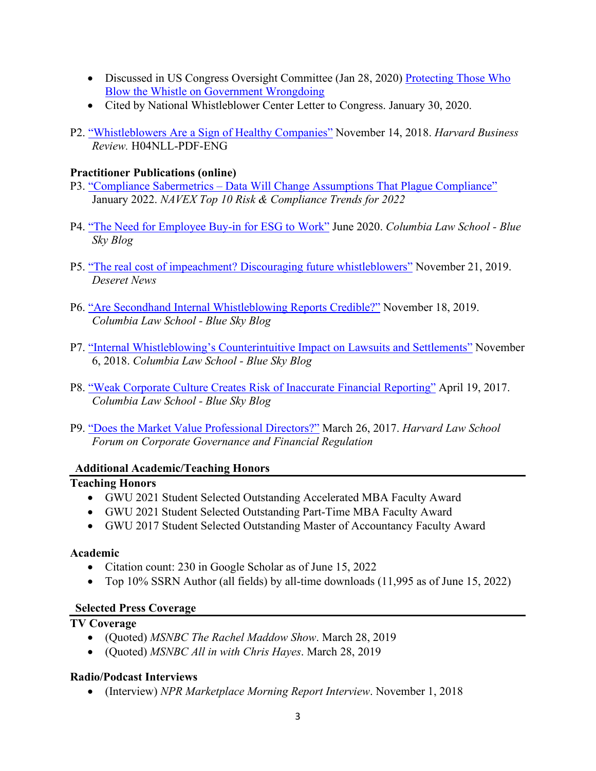- Discussed in US Congress Oversight Committee (Jan 28, 2020) Protecting Those Who Blow the Whistle on Government Wrongdoing
- Cited by National Whistleblower Center Letter to Congress. January 30, 2020.

P2. "Whistleblowers Are a Sign of Healthy Companies" November 14, 2018. *Harvard Business Review.* H04NLL-PDF-ENG

**Practitioner Publications (online)**

P3. "Compliance Sabermetrics – Data Will Change Assumptions That Plague Compliance" January 2022. *NAVEX Top 10 Risk & Compliance Trends for 2022*

P4. "The Need for Employee Buy-in for ESG to Work" June 2020. *Columbia Law School - Blue Sky Blog*

P5. "The real cost of impeachment? Discouraging future whistleblowers" November 21, 2019. *Deseret News*

P6. "Are Secondhand Internal Whistleblowing Reports Credible?" November 18, 2019. *Columbia Law School - Blue Sky Blog*

P7. "Internal Whistleblowing's Counterintuitive Impact on Lawsuits and Settlements" November 6, 2018. *Columbia Law School - Blue Sky Blog*

P8. "Weak Corporate Culture Creates Risk of Inaccurate Financial Reporting" April 19, 2017. *Columbia Law School - Blue Sky Blog*

P9. "Does the Market Value Professional Directors?" March 26, 2017. *Harvard Law School Forum on Corporate Governance and Financial Regulation*

## Additional Academic/Teaching Honors

**Teaching Honors**

- GWU 2021 Student Selected Outstanding Accelerated MBA Faculty Award
- GWU 2021 Student Selected Outstanding Part-Time MBA Faculty Award
- GWU 2017 Student Selected Outstanding Master of Accountancy Faculty Award

**Academic**

- Citation count: 230 in Google Scholar as of June 15, 2022
- Top 10% SSRN Author (all fields) by all-time downloads (11,995 as of June 15, 2022)

## Selected Press Coverage

**TV Coverage**

- (Quoted) *MSNBC The Rachel Maddow Show*. March 28, 2019
- (Quoted) *MSNBC All in with Chris Hayes*. March 28, 2019

**Radio/Podcast Interviews**

- (Interview) *NPR Marketplace Morning Report Interview*. November 1, 2018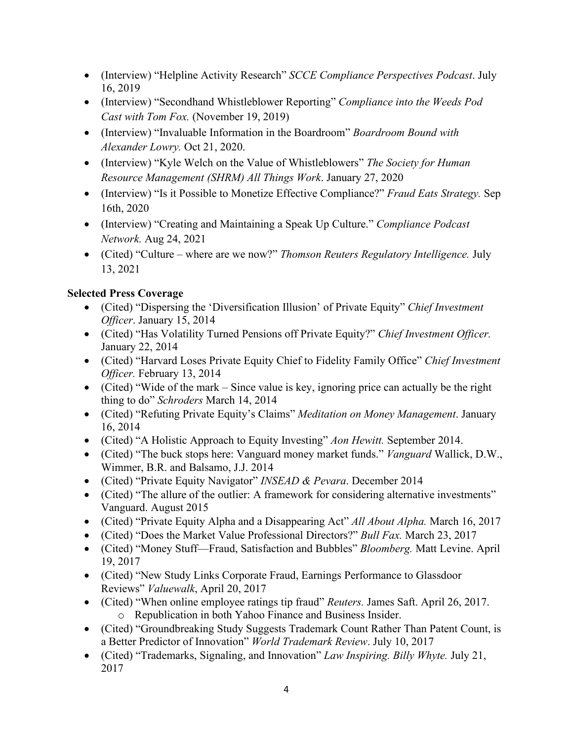- (Interview) "Helpline Activity Research" *SCCE Compliance Perspectives Podcast*. July 16, 2019
- (Interview) "Secondhand Whistleblower Reporting" *Compliance into the Weeds Pod Cast with Tom Fox.* (November 19, 2019)
- (Interview) "Invaluable Information in the Boardroom" *Boardroom Bound with Alexander Lowry.* Oct 21, 2020.
- (Interview) "Kyle Welch on the Value of Whistleblowers" *The Society for Human Resource Management (SHRM) All Things Work*. January 27, 2020
- (Interview) "Is it Possible to Monetize Effective Compliance?" *Fraud Eats Strategy.* Sep 16th, 2020
- (Interview) "Creating and Maintaining a Speak Up Culture." *Compliance Podcast Network.* Aug 24, 2021
- (Cited) "Culture – where are we now?" *Thomson Reuters Regulatory Intelligence.* July 13, 2021

**Selected Press Coverage**

- (Cited) "Dispersing the 'Diversification Illusion' of Private Equity" *Chief Investment Officer*. January 15, 2014
- (Cited) "Has Volatility Turned Pensions off Private Equity?" *Chief Investment Officer.* January 22, 2014
- (Cited) "Harvard Loses Private Equity Chief to Fidelity Family Office" *Chief Investment Officer.* February 13, 2014
- (Cited) "Wide of the mark – Since value is key, ignoring price can actually be the right thing to do" *Schroders* March 14, 2014
- (Cited) "Refuting Private Equity's Claims" *Meditation on Money Management*. January 16, 2014
- (Cited) "A Holistic Approach to Equity Investing" *Aon Hewitt.* September 2014.
- (Cited) "The buck stops here: Vanguard money market funds." *Vanguard* Wallick, D.W., Wimmer, B.R. and Balsamo, J.J. 2014
- (Cited) "Private Equity Navigator" *INSEAD & Pevara*. December 2014
- (Cited) "The allure of the outlier: A framework for considering alternative investments" Vanguard. August 2015
- (Cited) "Private Equity Alpha and a Disappearing Act" *All About Alpha.* March 16, 2017
- (Cited) "Does the Market Value Professional Directors?" *Bull Fax.* March 23, 2017
- (Cited) "Money Stuff—Fraud, Satisfaction and Bubbles" *Bloomberg.* Matt Levine. April 19, 2017
- (Cited) "New Study Links Corporate Fraud, Earnings Performance to Glassdoor Reviews" *Valuewalk*, April 20, 2017
- (Cited) "When online employee ratings tip fraud" *Reuters.* James Saft. April 26, 2017.
  - Republication in both Yahoo Finance and Business Insider.
- (Cited) "Groundbreaking Study Suggests Trademark Count Rather Than Patent Count, is a Better Predictor of Innovation" *World Trademark Review*. July 10, 2017
- (Cited) "Trademarks, Signaling, and Innovation" *Law Inspiring. Billy Whyte.* July 21, 2017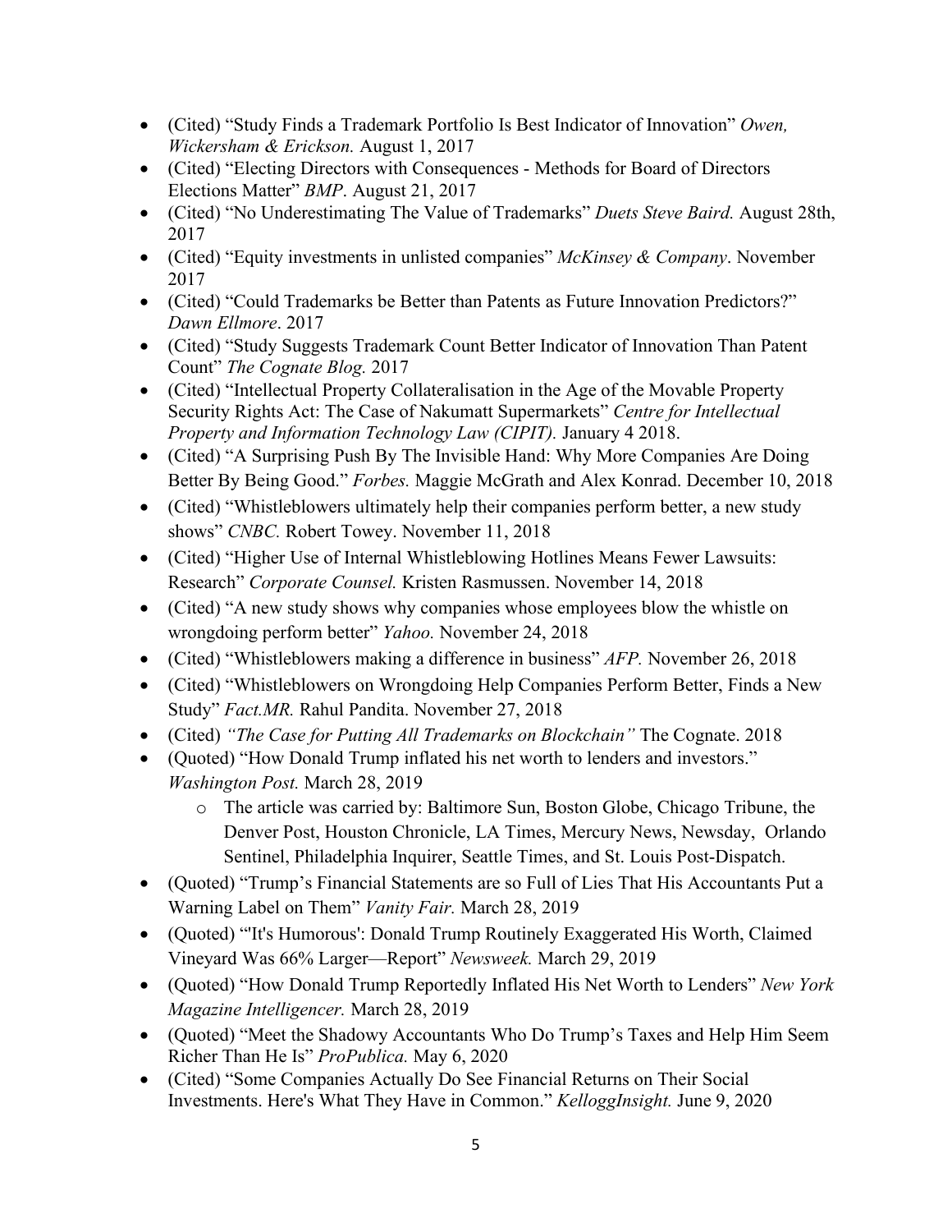- (Cited) "Study Finds a Trademark Portfolio Is Best Indicator of Innovation" *Owen, Wickersham & Erickson.* August 1, 2017
- (Cited) "Electing Directors with Consequences - Methods for Board of Directors Elections Matter" *BMP*. August 21, 2017
- (Cited) "No Underestimating The Value of Trademarks" *Duets Steve Baird.* August 28th, 2017
- (Cited) "Equity investments in unlisted companies" *McKinsey & Company*. November 2017
- (Cited) "Could Trademarks be Better than Patents as Future Innovation Predictors?" *Dawn Ellmore*. 2017
- (Cited) "Study Suggests Trademark Count Better Indicator of Innovation Than Patent Count" *The Cognate Blog.* 2017
- (Cited) "Intellectual Property Collateralisation in the Age of the Movable Property Security Rights Act: The Case of Nakumatt Supermarkets" *Centre for Intellectual Property and Information Technology Law (CIPIT).* January 4 2018.
- (Cited) "A Surprising Push By The Invisible Hand: Why More Companies Are Doing Better By Being Good." *Forbes.* Maggie McGrath and Alex Konrad. December 10, 2018
- (Cited) "Whistleblowers ultimately help their companies perform better, a new study shows" *CNBC.* Robert Towey. November 11, 2018
- (Cited) "Higher Use of Internal Whistleblowing Hotlines Means Fewer Lawsuits: Research" *Corporate Counsel.* Kristen Rasmussen. November 14, 2018
- (Cited) "A new study shows why companies whose employees blow the whistle on wrongdoing perform better" *Yahoo.* November 24, 2018
- (Cited) "Whistleblowers making a difference in business" *AFP.* November 26, 2018
- (Cited) "Whistleblowers on Wrongdoing Help Companies Perform Better, Finds a New Study" *Fact.MR.* Rahul Pandita. November 27, 2018
- (Cited) *"The Case for Putting All Trademarks on Blockchain"* The Cognate. 2018
- (Quoted) "How Donald Trump inflated his net worth to lenders and investors." *Washington Post.* March 28, 2019
    - The article was carried by: Baltimore Sun, Boston Globe, Chicago Tribune, the Denver Post, Houston Chronicle, LA Times, Mercury News, Newsday, Orlando Sentinel, Philadelphia Inquirer, Seattle Times, and St. Louis Post-Dispatch.
- (Quoted) "Trump's Financial Statements are so Full of Lies That His Accountants Put a Warning Label on Them" *Vanity Fair.* March 28, 2019
- (Quoted) "'It's Humorous': Donald Trump Routinely Exaggerated His Worth, Claimed Vineyard Was 66% Larger—Report" *Newsweek.* March 29, 2019
- (Quoted) "How Donald Trump Reportedly Inflated His Net Worth to Lenders" *New York Magazine Intelligencer.* March 28, 2019
- (Quoted) "Meet the Shadowy Accountants Who Do Trump's Taxes and Help Him Seem Richer Than He Is" *ProPublica.* May 6, 2020
- (Cited) "Some Companies Actually Do See Financial Returns on Their Social Investments. Here's What They Have in Common." *KelloggInsight.* June 9, 2020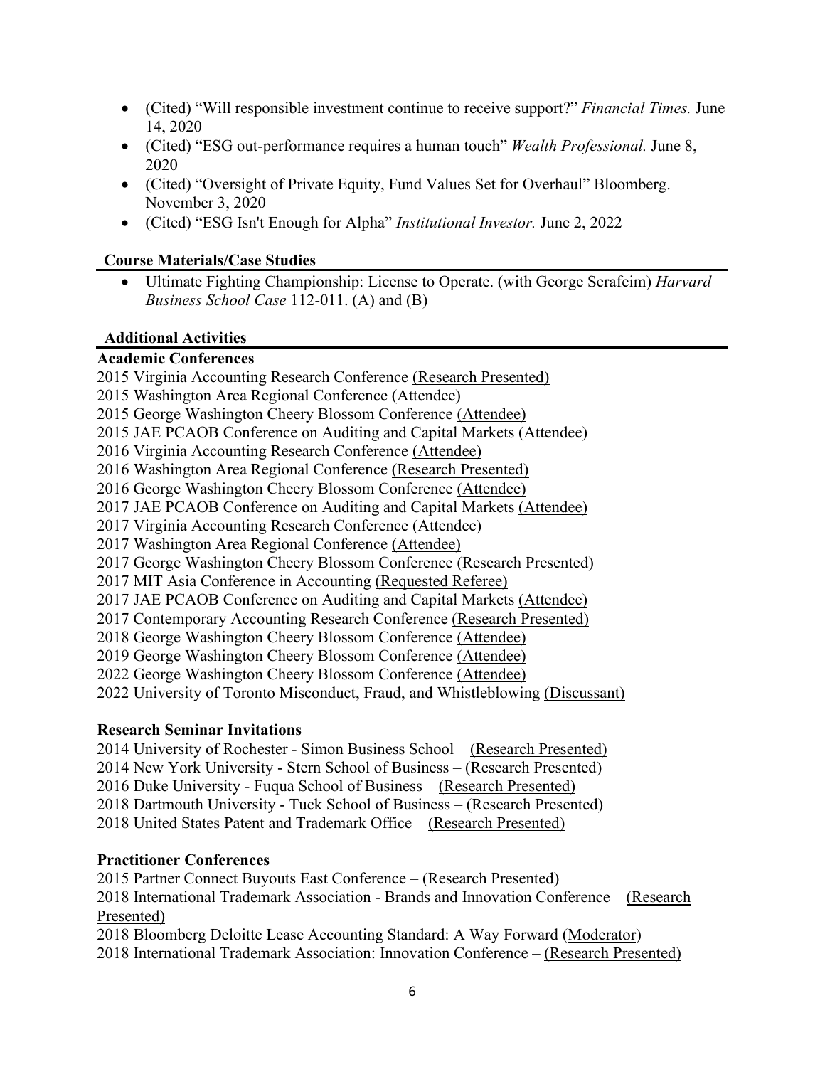- (Cited) "Will responsible investment continue to receive support?" *Financial Times.* June 14, 2020
- (Cited) "ESG out-performance requires a human touch" *Wealth Professional.* June 8, 2020
- (Cited) "Oversight of Private Equity, Fund Values Set for Overhaul" Bloomberg. November 3, 2020
- (Cited) "ESG Isn't Enough for Alpha" *Institutional Investor.* June 2, 2022

## Course Materials/Case Studies

- Ultimate Fighting Championship: License to Operate. (with George Serafeim) *Harvard Business School Case* 112-011. (A) and (B)

## Additional Activities

### Academic Conferences

2015 Virginia Accounting Research Conference (Research Presented)
2015 Washington Area Regional Conference (Attendee)
2015 George Washington Cheery Blossom Conference (Attendee)
2015 JAE PCAOB Conference on Auditing and Capital Markets (Attendee)
2016 Virginia Accounting Research Conference (Attendee)
2016 Washington Area Regional Conference (Research Presented)
2016 George Washington Cheery Blossom Conference (Attendee)
2017 JAE PCAOB Conference on Auditing and Capital Markets (Attendee)
2017 Virginia Accounting Research Conference (Attendee)
2017 Washington Area Regional Conference (Attendee)
2017 George Washington Cheery Blossom Conference (Research Presented)
2017 MIT Asia Conference in Accounting (Requested Referee)
2017 JAE PCAOB Conference on Auditing and Capital Markets (Attendee)
2017 Contemporary Accounting Research Conference (Research Presented)
2018 George Washington Cheery Blossom Conference (Attendee)
2019 George Washington Cheery Blossom Conference (Attendee)
2022 George Washington Cheery Blossom Conference (Attendee)
2022 University of Toronto Misconduct, Fraud, and Whistleblowing (Discussant)

### Research Seminar Invitations

2014 University of Rochester - Simon Business School – (Research Presented)
2014 New York University - Stern School of Business – (Research Presented)
2016 Duke University - Fuqua School of Business – (Research Presented)
2018 Dartmouth University - Tuck School of Business – (Research Presented)
2018 United States Patent and Trademark Office – (Research Presented)

### Practitioner Conferences

2015 Partner Connect Buyouts East Conference – (Research Presented)
2018 International Trademark Association - Brands and Innovation Conference – (Research Presented)
2018 Bloomberg Deloitte Lease Accounting Standard: A Way Forward (Moderator)
2018 International Trademark Association: Innovation Conference – (Research Presented)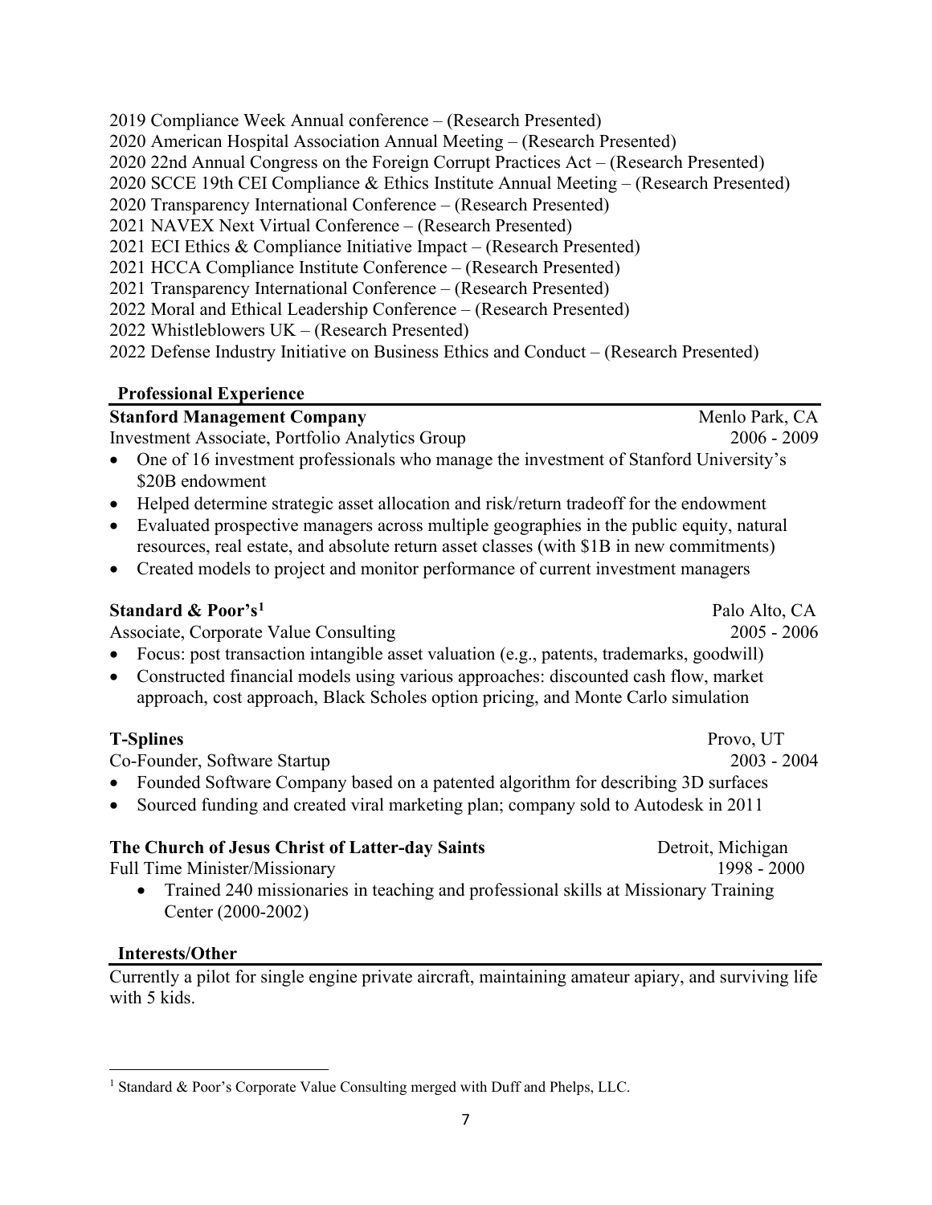2019 Compliance Week Annual conference – (Research Presented)
2020 American Hospital Association Annual Meeting – (Research Presented)
2020 22nd Annual Congress on the Foreign Corrupt Practices Act – (Research Presented)
2020 SCCE 19th CEI Compliance & Ethics Institute Annual Meeting – (Research Presented)
2020 Transparency International Conference – (Research Presented)
2021 NAVEX Next Virtual Conference – (Research Presented)
2021 ECI Ethics & Compliance Initiative Impact – (Research Presented)
2021 HCCA Compliance Institute Conference – (Research Presented)
2021 Transparency International Conference – (Research Presented)
2022 Moral and Ethical Leadership Conference – (Research Presented)
2022 Whistleblowers UK – (Research Presented)
2022 Defense Industry Initiative on Business Ethics and Conduct – (Research Presented)

## Professional Experience

**Stanford Management Company** Menlo Park, CA
Investment Associate, Portfolio Analytics Group 2006 - 2009

- One of 16 investment professionals who manage the investment of Stanford University's $20B endowment
- Helped determine strategic asset allocation and risk/return tradeoff for the endowment
- Evaluated prospective managers across multiple geographies in the public equity, natural resources, real estate, and absolute return asset classes (with $1B in new commitments)
- Created models to project and monitor performance of current investment managers

**Standard & Poor's**[1] Palo Alto, CA
Associate, Corporate Value Consulting 2005 - 2006

- Focus: post transaction intangible asset valuation (e.g., patents, trademarks, goodwill)
- Constructed financial models using various approaches: discounted cash flow, market approach, cost approach, Black Scholes option pricing, and Monte Carlo simulation

**T-Splines** Provo, UT
Co-Founder, Software Startup 2003 - 2004

- Founded Software Company based on a patented algorithm for describing 3D surfaces
- Sourced funding and created viral marketing plan; company sold to Autodesk in 2011

**The Church of Jesus Christ of Latter-day Saints** Detroit, Michigan
Full Time Minister/Missionary 1998 - 2000

- Trained 240 missionaries in teaching and professional skills at Missionary Training Center (2000-2002)

## Interests/Other

Currently a pilot for single engine private aircraft, maintaining amateur apiary, and surviving life with 5 kids.

---

[1] Standard & Poor's Corporate Value Consulting merged with Duff and Phelps, LLC.